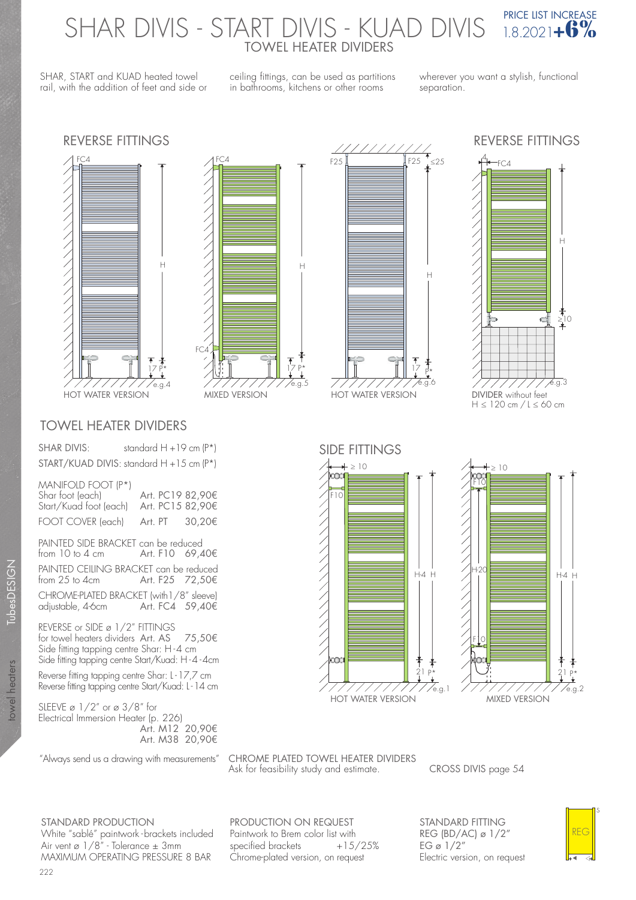# SHAR DIVIS - START DIVIS - KUAD DIVIS

## TOWEL HEATER DIVIDERS

PRICE LIST INCREASE 1.8.2021 **+6%**

SHAR, START and KUAD heated towel rail, with the addition of feet and side or ceiling fittings, can be used as partitions in bathrooms, kitchens or other rooms wherever you want a stylish, functional separation.

REVERSE FITTINGS

HOT WATER VERSION — e.g.4

MIXED VERSION — e.g.5

HOT WATER VERSION — e.g.6

REVERSE FITTINGS

**DIVIDER** without feet
H ≤ 120 cm / L ≤ 60 cm — e.g.3

## TOWEL HEATER DIVIDERS

SHAR DIVIS: standard H +19 cm (P*)

START/KUAD DIVIS: standard H +15 cm (P*)

MANIFOLD FOOT (P*)

| | | |
|---|---|---|
| Shar foot (each) | Art. PC19 | 82,90€ |
| Start/Kuad foot (each) | Art. PC15 | 82,90€ |
| FOOT COVER (each) | Art. PT | 30,20€ |

PAINTED SIDE BRACKET can be reduced from 10 to 4 cm — Art. F10 69,40€

PAINTED CEILING BRACKET can be reduced from 25 to 4cm — Art. F25 72,50€

CHROME-PLATED BRACKET (with 1/8" sleeve) adjustable, 4-6cm — Art. FC4 59,40€

REVERSE or SIDE ø 1/2" FITTINGS for towel heaters dividers — Art. AS 75,50€

Side fitting tapping centre Shar: H-4 cm

Side fitting tapping centre Start/Kuad: H-4-4cm

Reverse fitting tapping centre Shar: L-17,7 cm

Reverse fitting tapping centre Start/Kuad: L-14 cm

SLEEVE ø 1/2" or ø 3/8" for Electrical Immersion Heater (p. 226)

Art. M12 20,90€

Art. M38 20,90€

"Always send us a drawing with measurements"

SIDE FITTINGS

HOT WATER VERSION — e.g.1

MIXED VERSION — e.g.2

CHROME PLATED TOWEL HEATER DIVIDERS
Ask for feasibility study and estimate.

CROSS DIVIS page 54

STANDARD PRODUCTION
White "sablé" paintwork-brackets included
Air vent ø 1/8" - Tolerance ± 3mm
MAXIMUM OPERATING PRESSURE 8 BAR

PRODUCTION ON REQUEST
Paintwork to Brem color list with specified brackets +15/25%
Chrome-plated version, on request

STANDARD FITTING
REG (BD/AC) ø 1/2"
EG ø 1/2"
Electric version, on request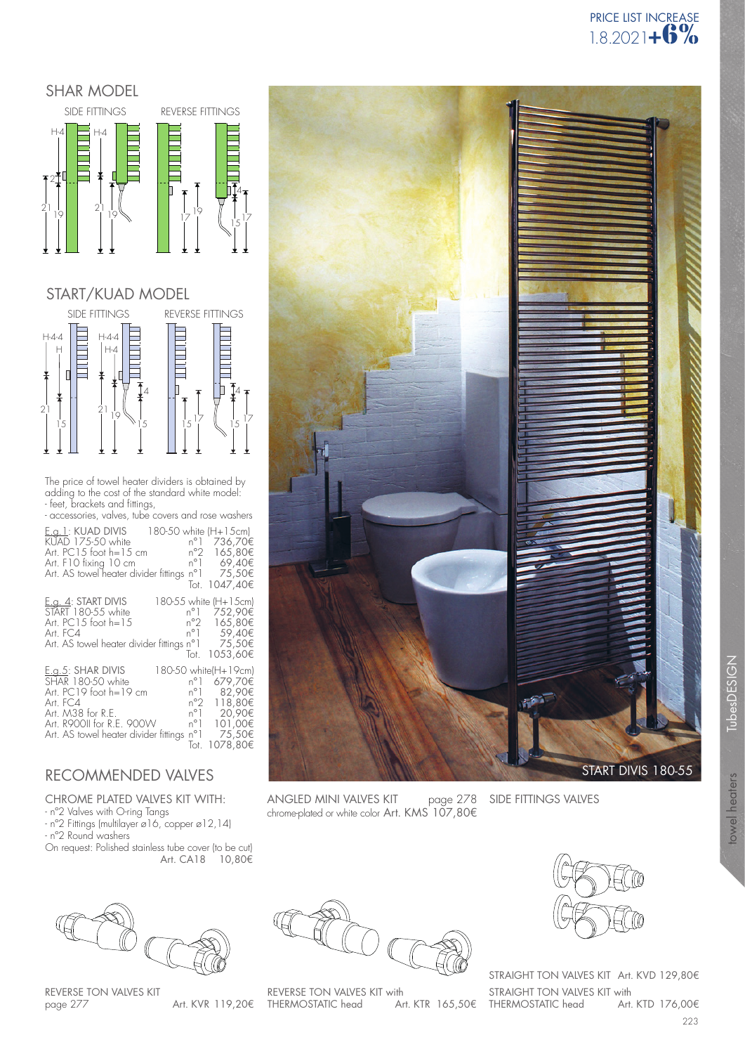PRICE LIST INCREASE 1.8.2021 **+6%**

## SHAR MODEL

SIDE FITTINGS REVERSE FITTINGS

## START/KUAD MODEL

SIDE FITTINGS REVERSE FITTINGS

The price of towel heater dividers is obtained by adding to the cost of the standard white model:
- feet, brackets and fittings,
- accessories, valves, tube covers and rose washers

| E.g.1: KUAD DIVIS | 180-50 white (H+15cm) | |
|---|---|---|
| KUAD 175-50 white | n°1 | 736,70€ |
| Art. PC15 foot h=15 cm | n°2 | 165,80€ |
| Art. F10 fixing 10 cm | n°1 | 69,40€ |
| Art. AS towel heater divider fittings | n°1 | 75,50€ |
| | Tot. | 1047,40€ |

| E.g. 4: START DIVIS | 180-55 white (H+15cm) | |
|---|---|---|
| START 180-55 white | n°1 | 752,90€ |
| Art. PC15 foot h=15 | n°2 | 165,80€ |
| Art. FC4 | n°1 | 59,40€ |
| Art. AS towel heater divider fittings | n°1 | 75,50€ |
| | Tot. | 1053,60€ |

| E.g.5: SHAR DIVIS | 180-50 white(H+19cm) | |
|---|---|---|
| SHAR 180-50 white | n°1 | 679,70€ |
| Art. PC19 foot h=19 cm | n°1 | 82,90€ |
| Art. FC4 | n°2 | 118,80€ |
| Art. M38 for R.E. | n°1 | 20,90€ |
| Art. R900II for R.E. 900W | n°1 | 101,00€ |
| Art. AS towel heater divider fittings | n°1 | 75,50€ |
| | Tot. | 1078,80€ |

START DIVIS 180-55

## RECOMMENDED VALVES

CHROME PLATED VALVES KIT WITH:
- n°2 Valves with O-ring Tangs
- n°2 Fittings (multilayer ø16, copper ø12,14)
- n°2 Round washers

On request: Polished stainless tube cover (to be cut) Art. CA18 10,80€

ANGLED MINI VALVES KIT page 278
chrome-plated or white color Art. KMS 107,80€

SIDE FITTINGS VALVES

REVERSE TON VALVES KIT page 277 Art. KVR 119,20€

REVERSE TON VALVES KIT with THERMOSTATIC head Art. KTR 165,50€

STRAIGHT TON VALVES KIT Art. KVD 129,80€

STRAIGHT TON VALVES KIT with THERMOSTATIC head Art. KTD 176,00€